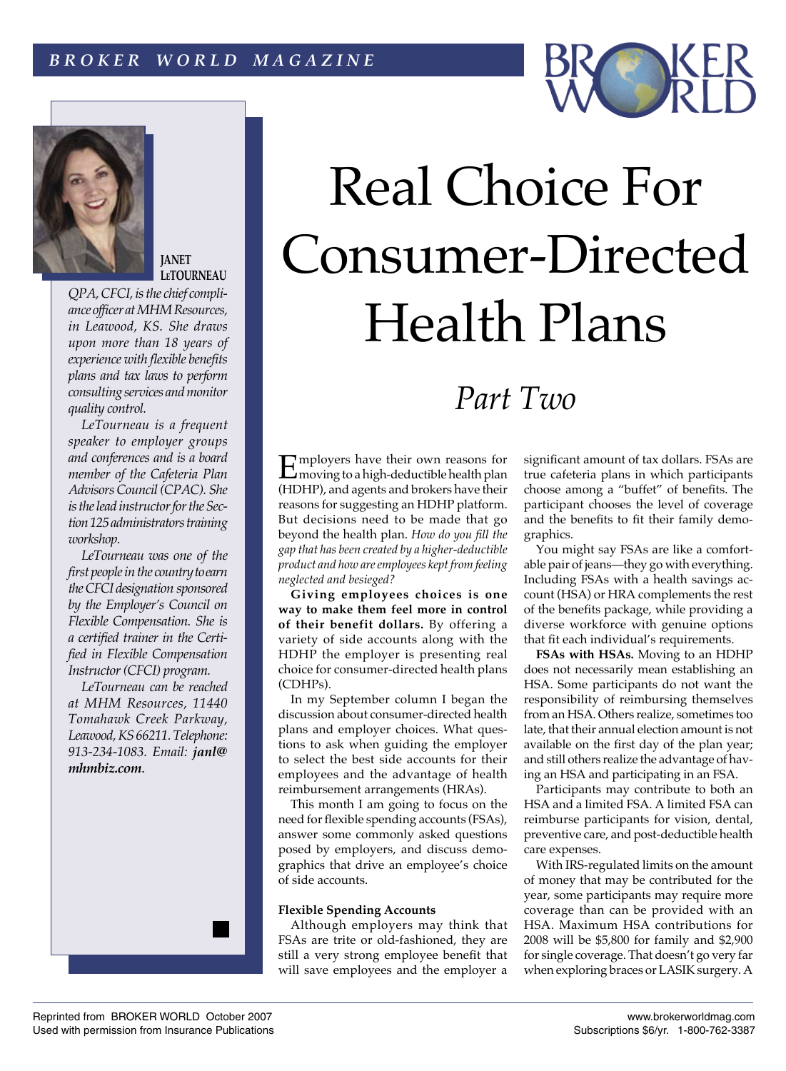# Real Choice For Consumer-Directed Health Plans

## *Part Two*

**JANET LETOURNEAU**

*QPA, CFCI, is the chief compliance officer at MHM Resources, in Leawood, KS. She draws upon more than 18 years of experience with flexible benefits plans and tax laws to perform consulting services and monitor quality control.*

*LeTourneau is a frequent speaker to employer groups and conferences and is a board member of the Cafeteria Plan Advisors Council (CPAC). She is the lead instructor for the Section 125 administrators training workshop.*

*LeTourneau was one of the first people in the country to earn the CFCI designation sponsored by the Employer's Council on Flexible Compensation. She is a certified trainer in the Certified in Flexible Compensation Instructor (CFCI) program.*

*LeTourneau can be reached at MHM Resources, 11440 Tomahawk Creek Parkway, Leawood, KS 66211. Telephone: 913-234-1083. Email: **janl@mhmbiz.com**.*

Employers have their own reasons for moving to a high-deductible health plan (HDHP), and agents and brokers have their reasons for suggesting an HDHP platform. But decisions need to be made that go beyond the health plan. *How do you fill the gap that has been created by a higher-deductible product and how are employees kept from feeling neglected and besieged?*

**Giving employees choices is one way to make them feel more in control of their benefit dollars.** By offering a variety of side accounts along with the HDHP the employer is presenting real choice for consumer-directed health plans (CDHPs).

In my September column I began the discussion about consumer-directed health plans and employer choices. What questions to ask when guiding the employer to select the best side accounts for their employees and the advantage of health reimbursement arrangements (HRAs).

This month I am going to focus on the need for flexible spending accounts (FSAs), answer some commonly asked questions posed by employers, and discuss demographics that drive an employee's choice of side accounts.

#### Flexible Spending Accounts

Although employers may think that FSAs are trite or old-fashioned, they are still a very strong employee benefit that will save employees and the employer a significant amount of tax dollars. FSAs are true cafeteria plans in which participants choose among a "buffet" of benefits. The participant chooses the level of coverage and the benefits to fit their family demographics.

You might say FSAs are like a comfortable pair of jeans—they go with everything. Including FSAs with a health savings account (HSA) or HRA complements the rest of the benefits package, while providing a diverse workforce with genuine options that fit each individual's requirements.

**FSAs with HSAs.** Moving to an HDHP does not necessarily mean establishing an HSA. Some participants do not want the responsibility of reimbursing themselves from an HSA. Others realize, sometimes too late, that their annual election amount is not available on the first day of the plan year; and still others realize the advantage of having an HSA and participating in an FSA.

Participants may contribute to both an HSA and a limited FSA. A limited FSA can reimburse participants for vision, dental, preventive care, and post-deductible health care expenses.

With IRS-regulated limits on the amount of money that may be contributed for the year, some participants may require more coverage than can be provided with an HSA. Maximum HSA contributions for 2008 will be $5,800 for family and $2,900 for single coverage. That doesn't go very far when exploring braces or LASIK surgery. A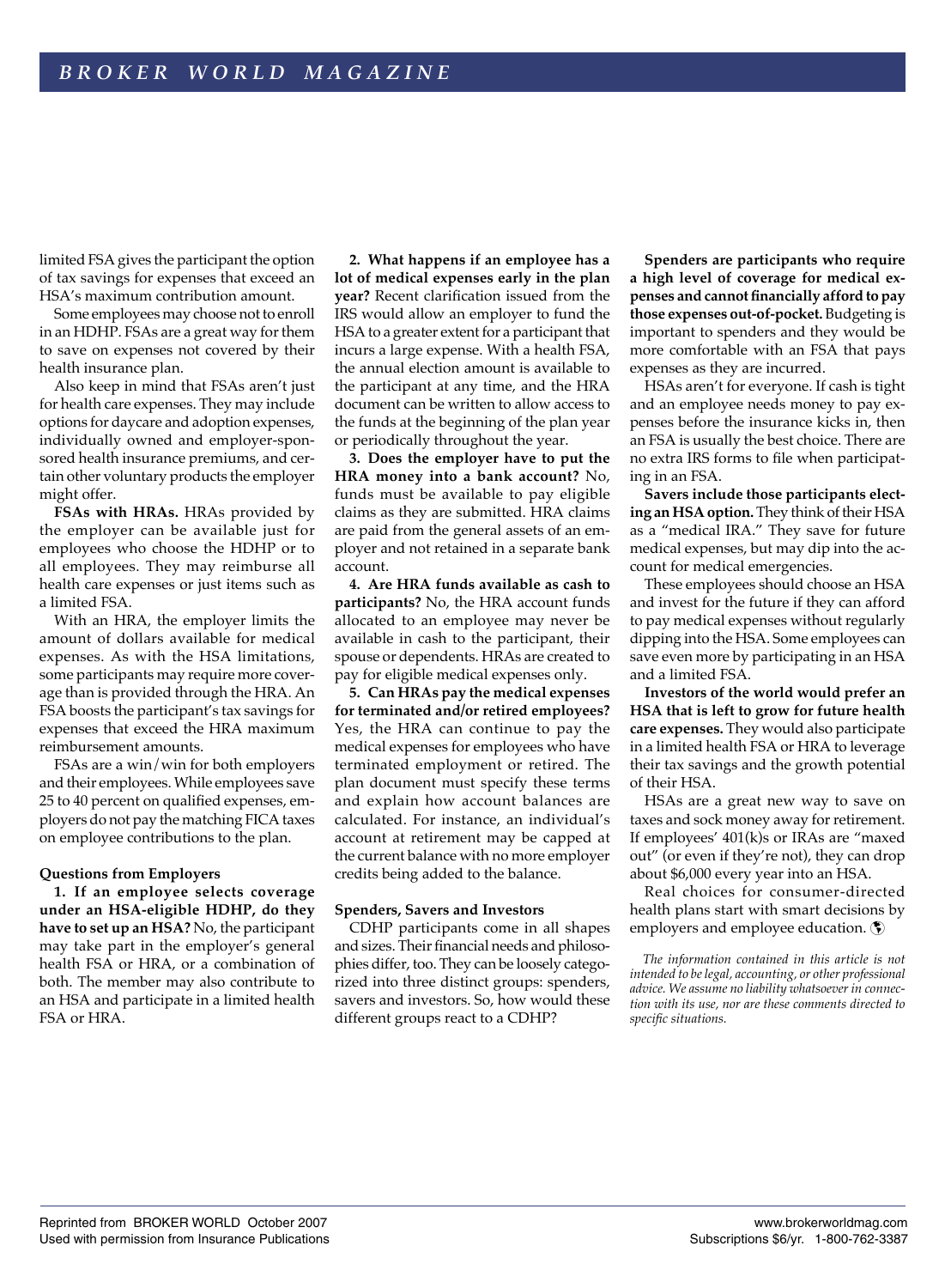limited FSA gives the participant the option of tax savings for expenses that exceed an HSA's maximum contribution amount.

Some employees may choose not to enroll in an HDHP. FSAs are a great way for them to save on expenses not covered by their health insurance plan.

Also keep in mind that FSAs aren't just for health care expenses. They may include options for daycare and adoption expenses, individually owned and employer-sponsored health insurance premiums, and certain other voluntary products the employer might offer.

**FSAs with HRAs.** HRAs provided by the employer can be available just for employees who choose the HDHP or to all employees. They may reimburse all health care expenses or just items such as a limited FSA.

With an HRA, the employer limits the amount of dollars available for medical expenses. As with the HSA limitations, some participants may require more coverage than is provided through the HRA. An FSA boosts the participant's tax savings for expenses that exceed the HRA maximum reimbursement amounts.

FSAs are a win/win for both employers and their employees. While employees save 25 to 40 percent on qualified expenses, employers do not pay the matching FICA taxes on employee contributions to the plan.

**Questions from Employers**

**1. If an employee selects coverage under an HSA-eligible HDHP, do they have to set up an HSA?** No, the participant may take part in the employer's general health FSA or HRA, or a combination of both. The member may also contribute to an HSA and participate in a limited health FSA or HRA.

**2. What happens if an employee has a lot of medical expenses early in the plan year?** Recent clarification issued from the IRS would allow an employer to fund the HSA to a greater extent for a participant that incurs a large expense. With a health FSA, the annual election amount is available to the participant at any time, and the HRA document can be written to allow access to the funds at the beginning of the plan year or periodically throughout the year.

**3. Does the employer have to put the HRA money into a bank account?** No, funds must be available to pay eligible claims as they are submitted. HRA claims are paid from the general assets of an employer and not retained in a separate bank account.

**4. Are HRA funds available as cash to participants?** No, the HRA account funds allocated to an employee may never be available in cash to the participant, their spouse or dependents. HRAs are created to pay for eligible medical expenses only.

**5. Can HRAs pay the medical expenses for terminated and/or retired employees?** Yes, the HRA can continue to pay the medical expenses for employees who have terminated employment or retired. The plan document must specify these terms and explain how account balances are calculated. For instance, an individual's account at retirement may be capped at the current balance with no more employer credits being added to the balance.

**Spenders, Savers and Investors**

CDHP participants come in all shapes and sizes. Their financial needs and philosophies differ, too. They can be loosely categorized into three distinct groups: spenders, savers and investors. So, how would these different groups react to a CDHP?

**Spenders are participants who require a high level of coverage for medical expenses and cannot financially afford to pay those expenses out-of-pocket.** Budgeting is important to spenders and they would be more comfortable with an FSA that pays expenses as they are incurred.

HSAs aren't for everyone. If cash is tight and an employee needs money to pay expenses before the insurance kicks in, then an FSA is usually the best choice. There are no extra IRS forms to file when participating in an FSA.

**Savers include those participants electing an HSA option.** They think of their HSA as a "medical IRA." They save for future medical expenses, but may dip into the account for medical emergencies.

These employees should choose an HSA and invest for the future if they can afford to pay medical expenses without regularly dipping into the HSA. Some employees can save even more by participating in an HSA and a limited FSA.

**Investors of the world would prefer an HSA that is left to grow for future health care expenses.** They would also participate in a limited health FSA or HRA to leverage their tax savings and the growth potential of their HSA.

HSAs are a great new way to save on taxes and sock money away for retirement. If employees' 401(k)s or IRAs are "maxed out" (or even if they're not), they can drop about $6,000 every year into an HSA.

Real choices for consumer-directed health plans start with smart decisions by employers and employee education.

*The information contained in this article is not intended to be legal, accounting, or other professional advice. We assume no liability whatsoever in connection with its use, nor are these comments directed to specific situations.*

Reprinted from BROKER WORLD October 2007
Used with permission from Insurance Publications

www.brokerworldmag.com
Subscriptions $6/yr. 1-800-762-3387